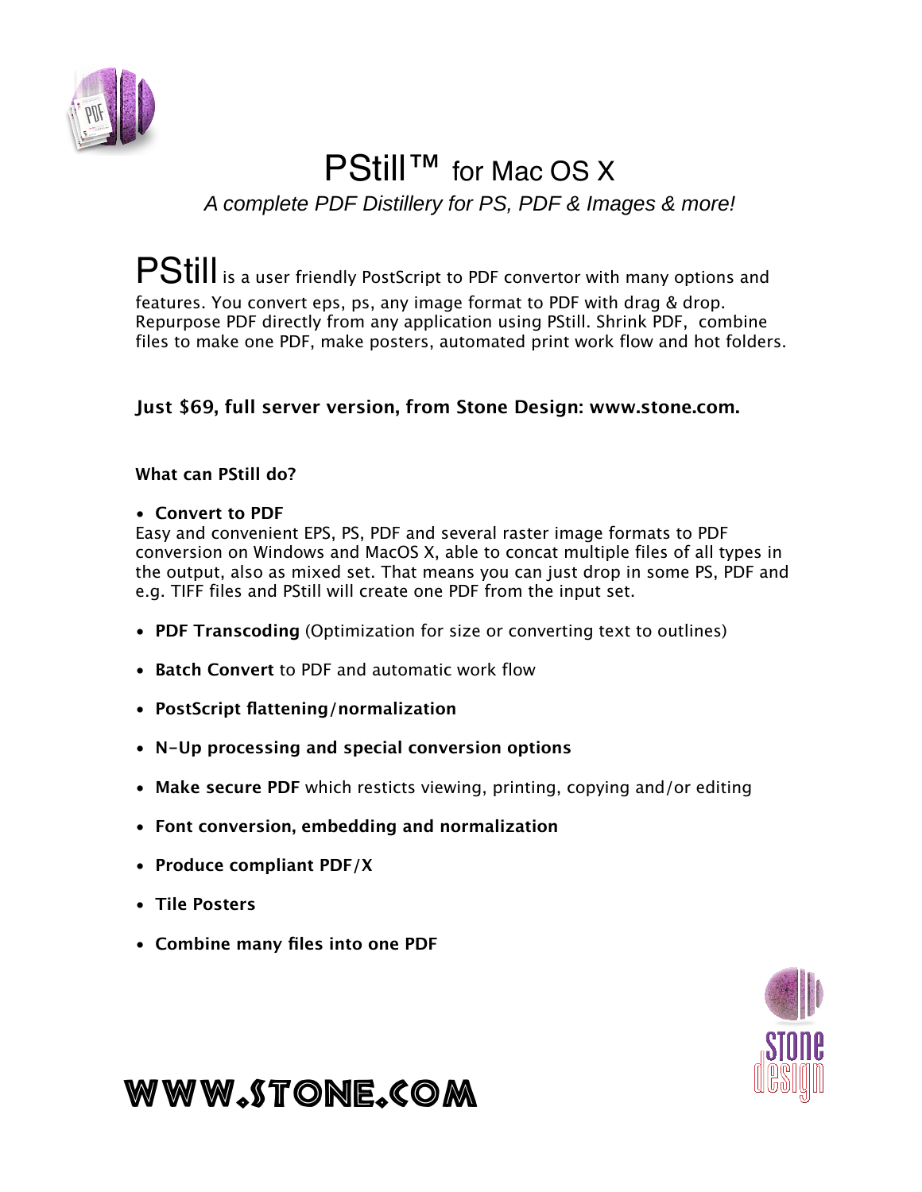# PStill™ for Mac OS X

*A complete PDF Distillery for PS, PDF & Images & more!*

PStill is a user friendly PostScript to PDF convertor with many options and features. You convert eps, ps, any image format to PDF with drag & drop. Repurpose PDF directly from any application using PStill. Shrink PDF, combine files to make one PDF, make posters, automated print work flow and hot folders.

**Just $69, full server version, from Stone Design: www.stone.com.**

**What can PStill do?**

- **Convert to PDF**
  Easy and convenient EPS, PS, PDF and several raster image formats to PDF conversion on Windows and MacOS X, able to concat multiple files of all types in the output, also as mixed set. That means you can just drop in some PS, PDF and e.g. TIFF files and PStill will create one PDF from the input set.
- **PDF Transcoding** (Optimization for size or converting text to outlines)
- **Batch Convert** to PDF and automatic work flow
- **PostScript flattening/normalization**
- **N-Up processing and special conversion options**
- **Make secure PDF** which resticts viewing, printing, copying and/or editing
- **Font conversion, embedding and normalization**
- **Produce compliant PDF/X**
- **Tile Posters**
- **Combine many files into one PDF**

Stone Design

WWW.STONE.COM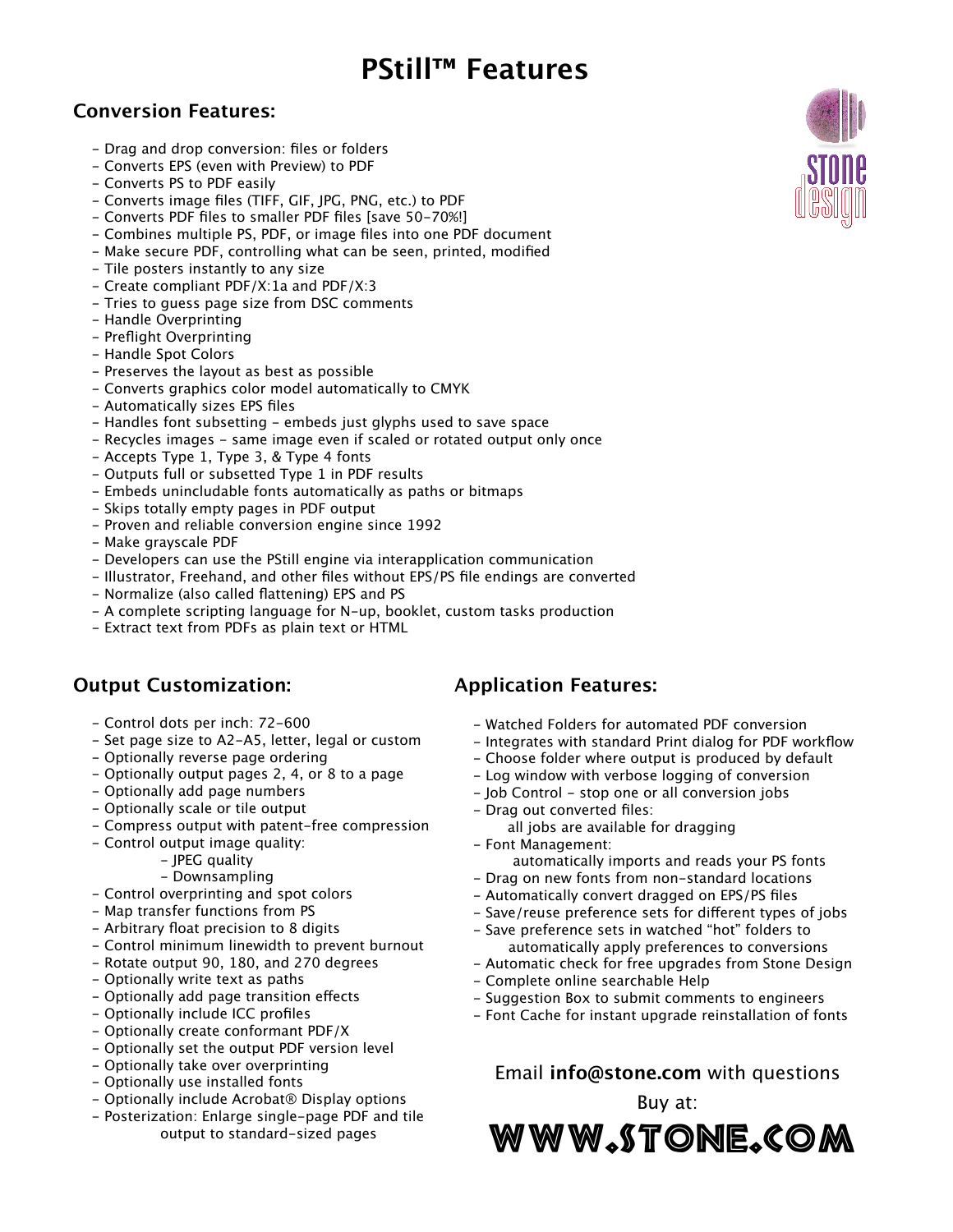# PStill™ Features

## Conversion Features:

- Drag and drop conversion: files or folders
- Converts EPS (even with Preview) to PDF
- Converts PS to PDF easily
- Converts image files (TIFF, GIF, JPG, PNG, etc.) to PDF
- Converts PDF files to smaller PDF files [save 50-70%!]
- Combines multiple PS, PDF, or image files into one PDF document
- Make secure PDF, controlling what can be seen, printed, modified
- Tile posters instantly to any size
- Create compliant PDF/X:1a and PDF/X:3
- Tries to guess page size from DSC comments
- Handle Overprinting
- Preflight Overprinting
- Handle Spot Colors
- Preserves the layout as best as possible
- Converts graphics color model automatically to CMYK
- Automatically sizes EPS files
- Handles font subsetting - embeds just glyphs used to save space
- Recycles images - same image even if scaled or rotated output only once
- Accepts Type 1, Type 3, & Type 4 fonts
- Outputs full or subsetted Type 1 in PDF results
- Embeds unincludable fonts automatically as paths or bitmaps
- Skips totally empty pages in PDF output
- Proven and reliable conversion engine since 1992
- Make grayscale PDF
- Developers can use the PStill engine via interapplication communication
- Illustrator, Freehand, and other files without EPS/PS file endings are converted
- Normalize (also called flattening) EPS and PS
- A complete scripting language for N-up, booklet, custom tasks production
- Extract text from PDFs as plain text or HTML

## Output Customization:

- Control dots per inch: 72-600
- Set page size to A2-A5, letter, legal or custom
- Optionally reverse page ordering
- Optionally output pages 2, 4, or 8 to a page
- Optionally add page numbers
- Optionally scale or tile output
- Compress output with patent-free compression
- Control output image quality:
  - JPEG quality
  - Downsampling
- Control overprinting and spot colors
- Map transfer functions from PS
- Arbitrary float precision to 8 digits
- Control minimum linewidth to prevent burnout
- Rotate output 90, 180, and 270 degrees
- Optionally write text as paths
- Optionally add page transition effects
- Optionally include ICC profiles
- Optionally create conformant PDF/X
- Optionally set the output PDF version level
- Optionally take over overprinting
- Optionally use installed fonts
- Optionally include Acrobat® Display options
- Posterization: Enlarge single-page PDF and tile output to standard-sized pages

## Application Features:

- Watched Folders for automated PDF conversion
- Integrates with standard Print dialog for PDF workflow
- Choose folder where output is produced by default
- Log window with verbose logging of conversion
- Job Control - stop one or all conversion jobs
- Drag out converted files: all jobs are available for dragging
- Font Management: automatically imports and reads your PS fonts
- Drag on new fonts from non-standard locations
- Automatically convert dragged on EPS/PS files
- Save/reuse preference sets for different types of jobs
- Save preference sets in watched "hot" folders to automatically apply preferences to conversions
- Automatic check for free upgrades from Stone Design
- Complete online searchable Help
- Suggestion Box to submit comments to engineers
- Font Cache for instant upgrade reinstallation of fonts

Email **info@stone.com** with questions

Buy at:

**WWW.STONE.COM**